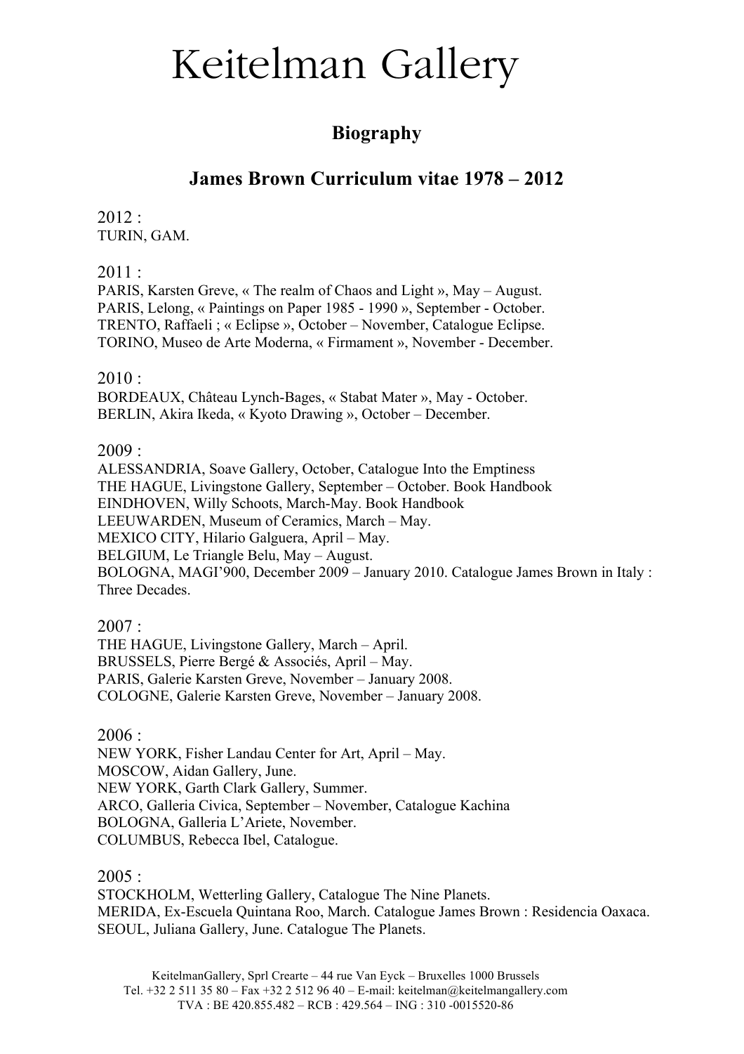# Keitelman Gallery

## Biography

## James Brown Curriculum vitae 1978 – 2012

2012 :
TURIN, GAM.

2011 :
PARIS, Karsten Greve, « The realm of Chaos and Light », May – August.
PARIS, Lelong, « Paintings on Paper 1985 - 1990 », September - October.
TRENTO, Raffaeli ; « Eclipse », October – November, Catalogue Eclipse.
TORINO, Museo de Arte Moderna, « Firmament », November - December.

2010 :
BORDEAUX, Château Lynch-Bages, « Stabat Mater », May - October.
BERLIN, Akira Ikeda, « Kyoto Drawing », October – December.

2009 :
ALESSANDRIA, Soave Gallery, October, Catalogue Into the Emptiness
THE HAGUE, Livingstone Gallery, September – October. Book Handbook
EINDHOVEN, Willy Schoots, March-May. Book Handbook
LEEUWARDEN, Museum of Ceramics, March – May.
MEXICO CITY, Hilario Galguera, April – May.
BELGIUM, Le Triangle Belu, May – August.
BOLOGNA, MAGI'900, December 2009 – January 2010. Catalogue James Brown in Italy : Three Decades.

2007 :
THE HAGUE, Livingstone Gallery, March – April.
BRUSSELS, Pierre Bergé & Associés, April – May.
PARIS, Galerie Karsten Greve, November – January 2008.
COLOGNE, Galerie Karsten Greve, November – January 2008.

2006 :
NEW YORK, Fisher Landau Center for Art, April – May.
MOSCOW, Aidan Gallery, June.
NEW YORK, Garth Clark Gallery, Summer.
ARCO, Galleria Civica, September – November, Catalogue Kachina
BOLOGNA, Galleria L'Ariete, November.
COLUMBUS, Rebecca Ibel, Catalogue.

2005 :
STOCKHOLM, Wetterling Gallery, Catalogue The Nine Planets.
MERIDA, Ex-Escuela Quintana Roo, March. Catalogue James Brown : Residencia Oaxaca.
SEOUL, Juliana Gallery, June. Catalogue The Planets.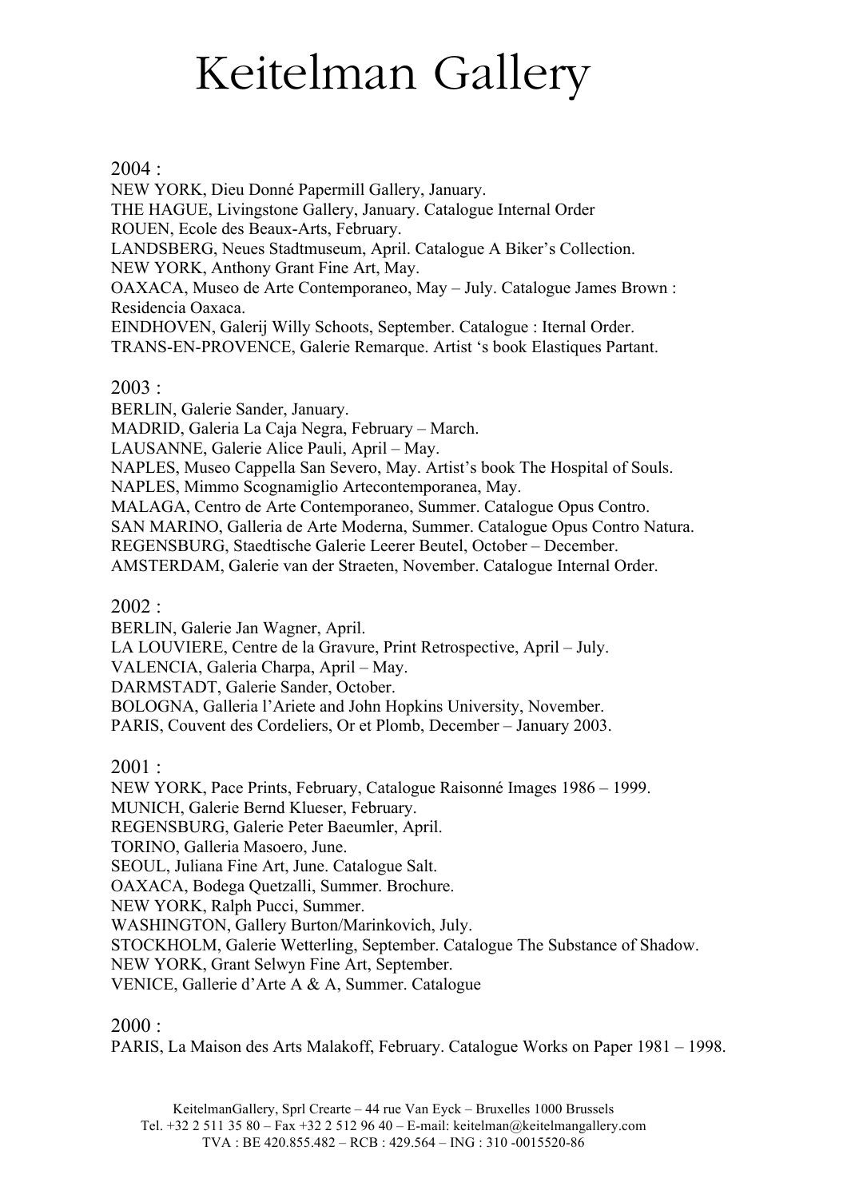# Keitelman Gallery

2004 :

NEW YORK, Dieu Donné Papermill Gallery, January.
THE HAGUE, Livingstone Gallery, January. Catalogue Internal Order
ROUEN, Ecole des Beaux-Arts, February.
LANDSBERG, Neues Stadtmuseum, April. Catalogue A Biker's Collection.
NEW YORK, Anthony Grant Fine Art, May.
OAXACA, Museo de Arte Contemporaneo, May – July. Catalogue James Brown : Residencia Oaxaca.
EINDHOVEN, Galerij Willy Schoots, September. Catalogue : Iternal Order.
TRANS-EN-PROVENCE, Galerie Remarque. Artist 's book Elastiques Partant.

2003 :

BERLIN, Galerie Sander, January.
MADRID, Galeria La Caja Negra, February – March.
LAUSANNE, Galerie Alice Pauli, April – May.
NAPLES, Museo Cappella San Severo, May. Artist's book The Hospital of Souls.
NAPLES, Mimmo Scognamiglio Artecontemporanea, May.
MALAGA, Centro de Arte Contemporaneo, Summer. Catalogue Opus Contro.
SAN MARINO, Galleria de Arte Moderna, Summer. Catalogue Opus Contro Natura.
REGENSBURG, Staedtische Galerie Leerer Beutel, October – December.
AMSTERDAM, Galerie van der Straeten, November. Catalogue Internal Order.

2002 :

BERLIN, Galerie Jan Wagner, April.
LA LOUVIERE, Centre de la Gravure, Print Retrospective, April – July.
VALENCIA, Galeria Charpa, April – May.
DARMSTADT, Galerie Sander, October.
BOLOGNA, Galleria l'Ariete and John Hopkins University, November.
PARIS, Couvent des Cordeliers, Or et Plomb, December – January 2003.

2001 :

NEW YORK, Pace Prints, February, Catalogue Raisonné Images 1986 – 1999.
MUNICH, Galerie Bernd Klueser, February.
REGENSBURG, Galerie Peter Baeumler, April.
TORINO, Galleria Masoero, June.
SEOUL, Juliana Fine Art, June. Catalogue Salt.
OAXACA, Bodega Quetzalli, Summer. Brochure.
NEW YORK, Ralph Pucci, Summer.
WASHINGTON, Gallery Burton/Marinkovich, July.
STOCKHOLM, Galerie Wetterling, September. Catalogue The Substance of Shadow.
NEW YORK, Grant Selwyn Fine Art, September.
VENICE, Gallerie d'Arte A & A, Summer. Catalogue

2000 :

PARIS, La Maison des Arts Malakoff, February. Catalogue Works on Paper 1981 – 1998.

KeitelmanGallery, Sprl Crearte – 44 rue Van Eyck – Bruxelles 1000 Brussels
Tel. +32 2 511 35 80 – Fax +32 2 512 96 40 – E-mail: keitelman@keitelmangallery.com
TVA : BE 420.855.482 – RCB : 429.564 – ING : 310 -0015520-86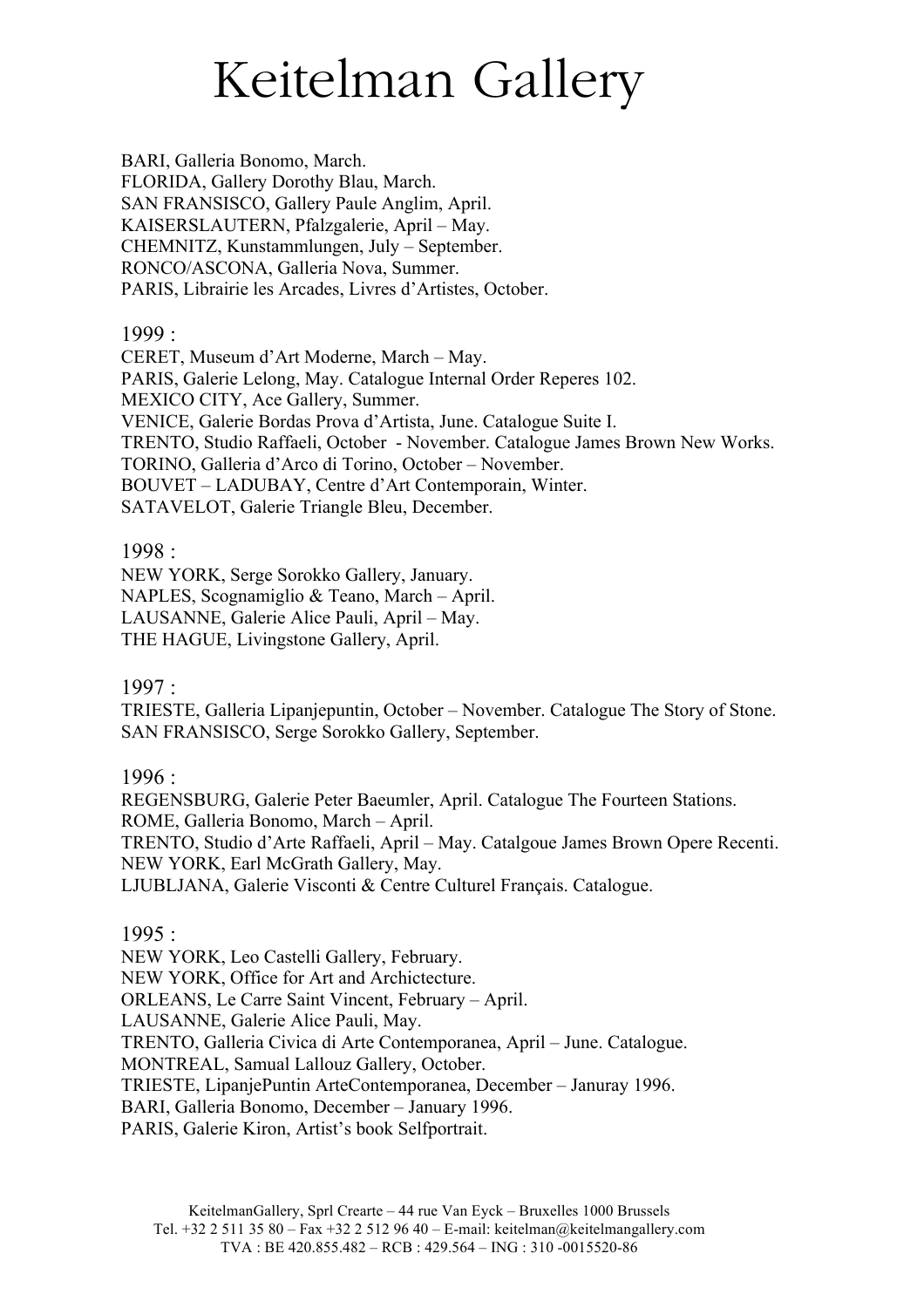# Keitelman Gallery

BARI, Galleria Bonomo, March.
FLORIDA, Gallery Dorothy Blau, March.
SAN FRANSISCO, Gallery Paule Anglim, April.
KAISERSLAUTERN, Pfalzgalerie, April – May.
CHEMNITZ, Kunstammlungen, July – September.
RONCO/ASCONA, Galleria Nova, Summer.
PARIS, Librairie les Arcades, Livres d'Artistes, October.

1999 :
CERET, Museum d'Art Moderne, March – May.
PARIS, Galerie Lelong, May. Catalogue Internal Order Reperes 102.
MEXICO CITY, Ace Gallery, Summer.
VENICE, Galerie Bordas Prova d'Artista, June. Catalogue Suite I.
TRENTO, Studio Raffaeli, October - November. Catalogue James Brown New Works.
TORINO, Galleria d'Arco di Torino, October – November.
BOUVET – LADUBAY, Centre d'Art Contemporain, Winter.
SATAVELOT, Galerie Triangle Bleu, December.

1998 :
NEW YORK, Serge Sorokko Gallery, January.
NAPLES, Scognamiglio & Teano, March – April.
LAUSANNE, Galerie Alice Pauli, April – May.
THE HAGUE, Livingstone Gallery, April.

1997 :
TRIESTE, Galleria Lipanjepuntin, October – November. Catalogue The Story of Stone.
SAN FRANSISCO, Serge Sorokko Gallery, September.

1996 :
REGENSBURG, Galerie Peter Baeumler, April. Catalogue The Fourteen Stations.
ROME, Galleria Bonomo, March – April.
TRENTO, Studio d'Arte Raffaeli, April – May. Catalgoue James Brown Opere Recenti.
NEW YORK, Earl McGrath Gallery, May.
LJUBLJANA, Galerie Visconti & Centre Culturel Français. Catalogue.

1995 :
NEW YORK, Leo Castelli Gallery, February.
NEW YORK, Office for Art and Archictecture.
ORLEANS, Le Carre Saint Vincent, February – April.
LAUSANNE, Galerie Alice Pauli, May.
TRENTO, Galleria Civica di Arte Contemporanea, April – June. Catalogue.
MONTREAL, Samual Lallouz Gallery, October.
TRIESTE, LipanjePuntin ArteContemporanea, December – Januray 1996.
BARI, Galleria Bonomo, December – January 1996.
PARIS, Galerie Kiron, Artist's book Selfportrait.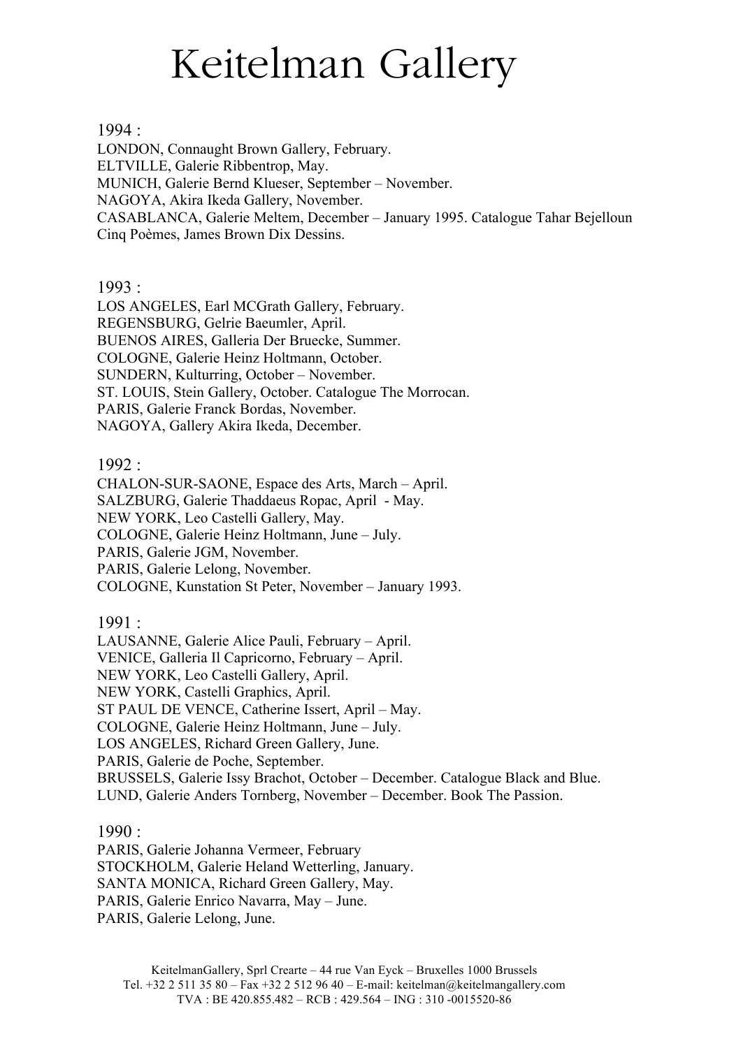# Keitelman Gallery

1994 :

LONDON, Connaught Brown Gallery, February.
ELTVILLE, Galerie Ribbentrop, May.
MUNICH, Galerie Bernd Klueser, September – November.
NAGOYA, Akira Ikeda Gallery, November.
CASABLANCA, Galerie Meltem, December – January 1995. Catalogue Tahar Bejelloun Cinq Poèmes, James Brown Dix Dessins.

1993 :

LOS ANGELES, Earl MCGrath Gallery, February.
REGENSBURG, Gelrie Baeumler, April.
BUENOS AIRES, Galleria Der Bruecke, Summer.
COLOGNE, Galerie Heinz Holtmann, October.
SUNDERN, Kulturring, October – November.
ST. LOUIS, Stein Gallery, October. Catalogue The Morrocan.
PARIS, Galerie Franck Bordas, November.
NAGOYA, Gallery Akira Ikeda, December.

1992 :

CHALON-SUR-SAONE, Espace des Arts, March – April.
SALZBURG, Galerie Thaddaeus Ropac, April - May.
NEW YORK, Leo Castelli Gallery, May.
COLOGNE, Galerie Heinz Holtmann, June – July.
PARIS, Galerie JGM, November.
PARIS, Galerie Lelong, November.
COLOGNE, Kunstation St Peter, November – January 1993.

1991 :

LAUSANNE, Galerie Alice Pauli, February – April.
VENICE, Galleria Il Capricorno, February – April.
NEW YORK, Leo Castelli Gallery, April.
NEW YORK, Castelli Graphics, April.
ST PAUL DE VENCE, Catherine Issert, April – May.
COLOGNE, Galerie Heinz Holtmann, June – July.
LOS ANGELES, Richard Green Gallery, June.
PARIS, Galerie de Poche, September.
BRUSSELS, Galerie Issy Brachot, October – December. Catalogue Black and Blue.
LUND, Galerie Anders Tornberg, November – December. Book The Passion.

1990 :

PARIS, Galerie Johanna Vermeer, February
STOCKHOLM, Galerie Heland Wetterling, January.
SANTA MONICA, Richard Green Gallery, May.
PARIS, Galerie Enrico Navarra, May – June.
PARIS, Galerie Lelong, June.

KeitelmanGallery, Sprl Crearte – 44 rue Van Eyck – Bruxelles 1000 Brussels
Tel. +32 2 511 35 80 – Fax +32 2 512 96 40 – E-mail: keitelman@keitelmangallery.com
TVA : BE 420.855.482 – RCB : 429.564 – ING : 310 -0015520-86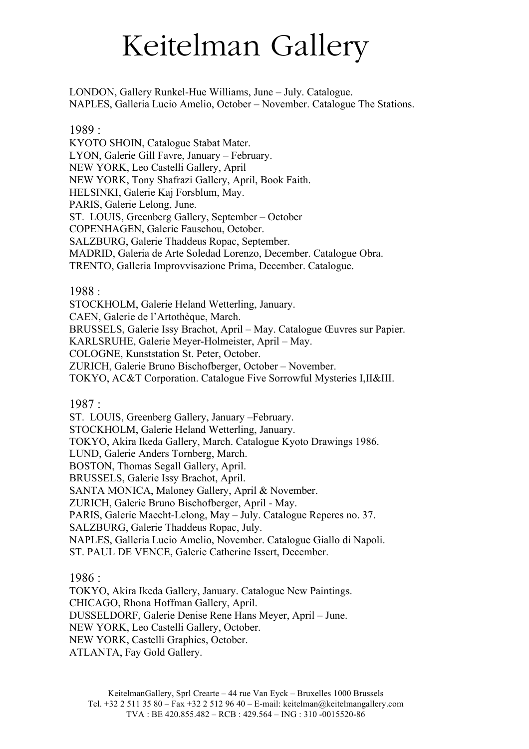LONDON, Gallery Runkel-Hue Williams, June – July. Catalogue.
NAPLES, Galleria Lucio Amelio, October – November. Catalogue The Stations.

1989 :
KYOTO SHOIN, Catalogue Stabat Mater.
LYON, Galerie Gill Favre, January – February.
NEW YORK, Leo Castelli Gallery, April
NEW YORK, Tony Shafrazi Gallery, April, Book Faith.
HELSINKI, Galerie Kaj Forsblum, May.
PARIS, Galerie Lelong, June.
ST. LOUIS, Greenberg Gallery, September – October
COPENHAGEN, Galerie Fauschou, October.
SALZBURG, Galerie Thaddeus Ropac, September.
MADRID, Galeria de Arte Soledad Lorenzo, December. Catalogue Obra.
TRENTO, Galleria Improvvisazione Prima, December. Catalogue.

1988 :
STOCKHOLM, Galerie Heland Wetterling, January.
CAEN, Galerie de l'Artothèque, March.
BRUSSELS, Galerie Issy Brachot, April – May. Catalogue Œuvres sur Papier.
KARLSRUHE, Galerie Meyer-Holmeister, April – May.
COLOGNE, Kunststation St. Peter, October.
ZURICH, Galerie Bruno Bischofberger, October – November.
TOKYO, AC&T Corporation. Catalogue Five Sorrowful Mysteries I,II&III.

1987 :
ST. LOUIS, Greenberg Gallery, January –February.
STOCKHOLM, Galerie Heland Wetterling, January.
TOKYO, Akira Ikeda Gallery, March. Catalogue Kyoto Drawings 1986.
LUND, Galerie Anders Tornberg, March.
BOSTON, Thomas Segall Gallery, April.
BRUSSELS, Galerie Issy Brachot, April.
SANTA MONICA, Maloney Gallery, April & November.
ZURICH, Galerie Bruno Bischofberger, April - May.
PARIS, Galerie Maecht-Lelong, May – July. Catalogue Reperes no. 37.
SALZBURG, Galerie Thaddeus Ropac, July.
NAPLES, Galleria Lucio Amelio, November. Catalogue Giallo di Napoli.
ST. PAUL DE VENCE, Galerie Catherine Issert, December.

1986 :
TOKYO, Akira Ikeda Gallery, January. Catalogue New Paintings.
CHICAGO, Rhona Hoffman Gallery, April.
DUSSELDORF, Galerie Denise Rene Hans Meyer, April – June.
NEW YORK, Leo Castelli Gallery, October.
NEW YORK, Castelli Graphics, October.
ATLANTA, Fay Gold Gallery.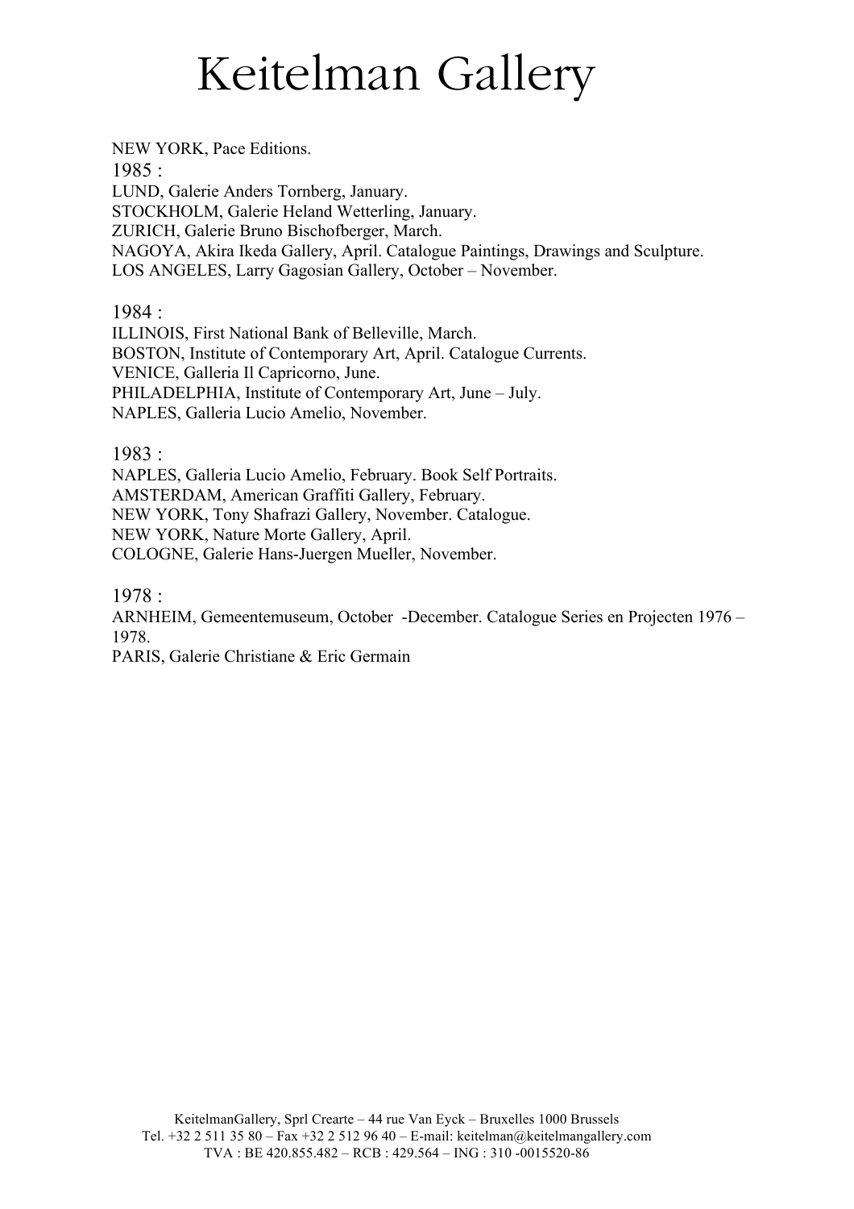NEW YORK, Pace Editions.

1985 :

LUND, Galerie Anders Tornberg, January.
STOCKHOLM, Galerie Heland Wetterling, January.
ZURICH, Galerie Bruno Bischofberger, March.
NAGOYA, Akira Ikeda Gallery, April. Catalogue Paintings, Drawings and Sculpture.
LOS ANGELES, Larry Gagosian Gallery, October – November.

1984 :

ILLINOIS, First National Bank of Belleville, March.
BOSTON, Institute of Contemporary Art, April. Catalogue Currents.
VENICE, Galleria Il Capricorno, June.
PHILADELPHIA, Institute of Contemporary Art, June – July.
NAPLES, Galleria Lucio Amelio, November.

1983 :

NAPLES, Galleria Lucio Amelio, February. Book Self Portraits.
AMSTERDAM, American Graffiti Gallery, February.
NEW YORK, Tony Shafrazi Gallery, November. Catalogue.
NEW YORK, Nature Morte Gallery, April.
COLOGNE, Galerie Hans-Juergen Mueller, November.

1978 :

ARNHEIM, Gemeentemuseum, October -December. Catalogue Series en Projecten 1976 – 1978.
PARIS, Galerie Christiane & Eric Germain